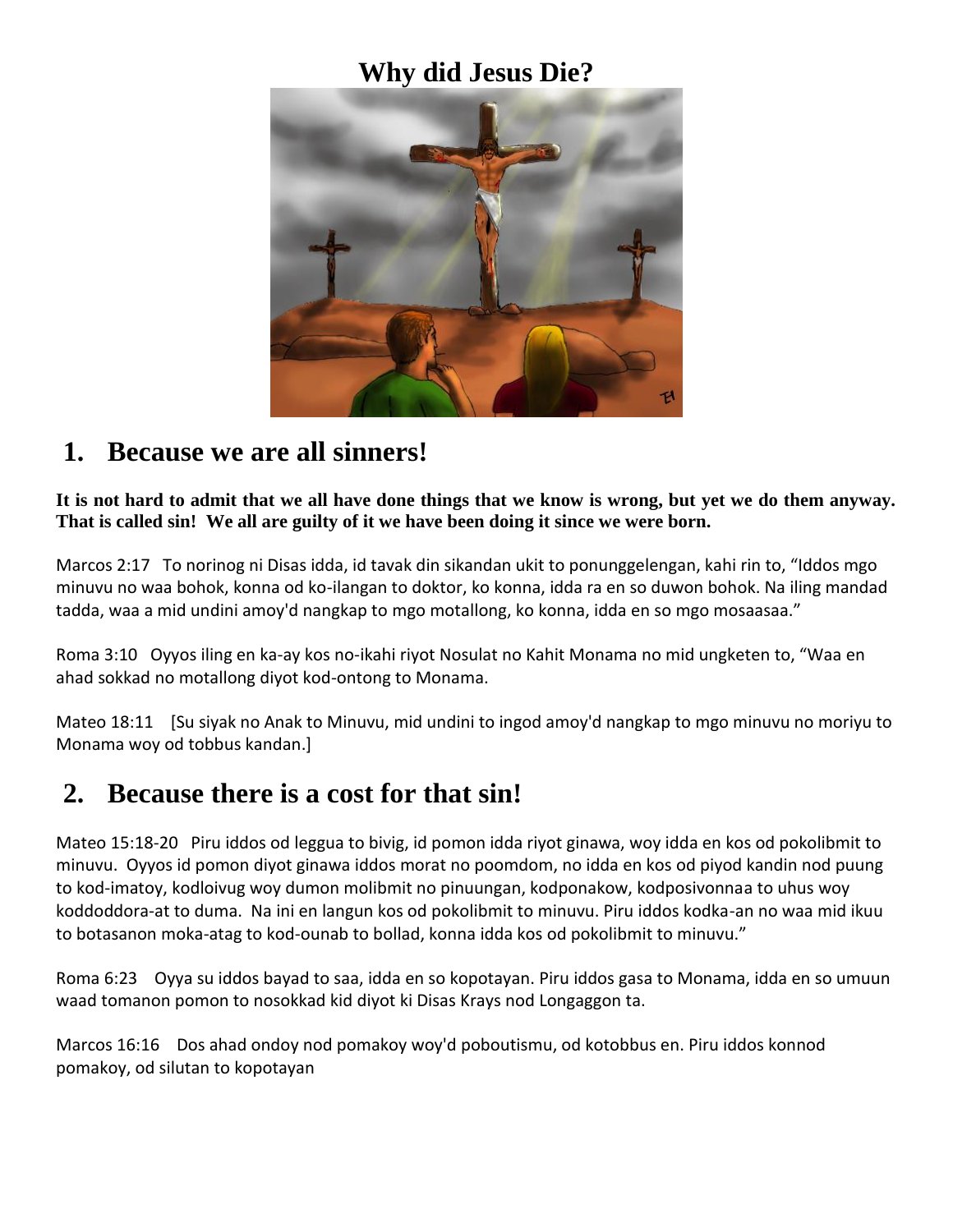# Why did Jesus Die?

## 1. Because we are all sinners!

**It is not hard to admit that we all have done things that we know is wrong, but yet we do them anyway. That is called sin! We all are guilty of it we have been doing it since we were born.**

Marcos 2:17 To norinog ni Disas idda, id tavak din sikandan ukit to ponunggelengan, kahi rin to, “Iddos mgo minuvu no waa bohok, konna od ko-ilangan to doktor, ko konna, idda ra en so duwon bohok. Na iling mandad tadda, waa a mid undini amoy'd nangkap to mgo motallong, ko konna, idda en so mgo mosaasaa.”

Roma 3:10 Oyyos iling en ka-ay kos no-ikahi riyot Nosulat no Kahit Monama no mid ungketen to, “Waa en ahad sokkad no motallong diyot kod-ontong to Monama.

Mateo 18:11 [Su siyak no Anak to Minuvu, mid undini to ingod amoy'd nangkap to mgo minuvu no moriyu to Monama woy od tobbus kandan.]

## 2. Because there is a cost for that sin!

Mateo 15:18-20 Piru iddos od leggua to bivig, id pomon idda riyot ginawa, woy idda en kos od pokolibmit to minuvu. Oyyos id pomon diyot ginawa iddos morat no poomdom, no idda en kos od piyod kandin nod puung to kod-imatoy, kodloivug woy dumon molibmit no pinuungan, kodponakow, kodposivonnaa to uhus woy koddoddora-at to duma. Na ini en langun kos od pokolibmit to minuvu. Piru iddos kodka-an no waa mid ikuu to botasanon moka-atag to kod-ounab to bollad, konna idda kos od pokolibmit to minuvu.”

Roma 6:23 Oyya su iddos bayad to saa, idda en so kopotayan. Piru iddos gasa to Monama, idda en so umuun waad tomanon pomon to nosokkad kid diyot ki Disas Krays nod Longaggon ta.

Marcos 16:16 Dos ahad ondoy nod pomakoy woy'd poboutismu, od kotobbus en. Piru iddos konnod pomakoy, od silutan to kopotayan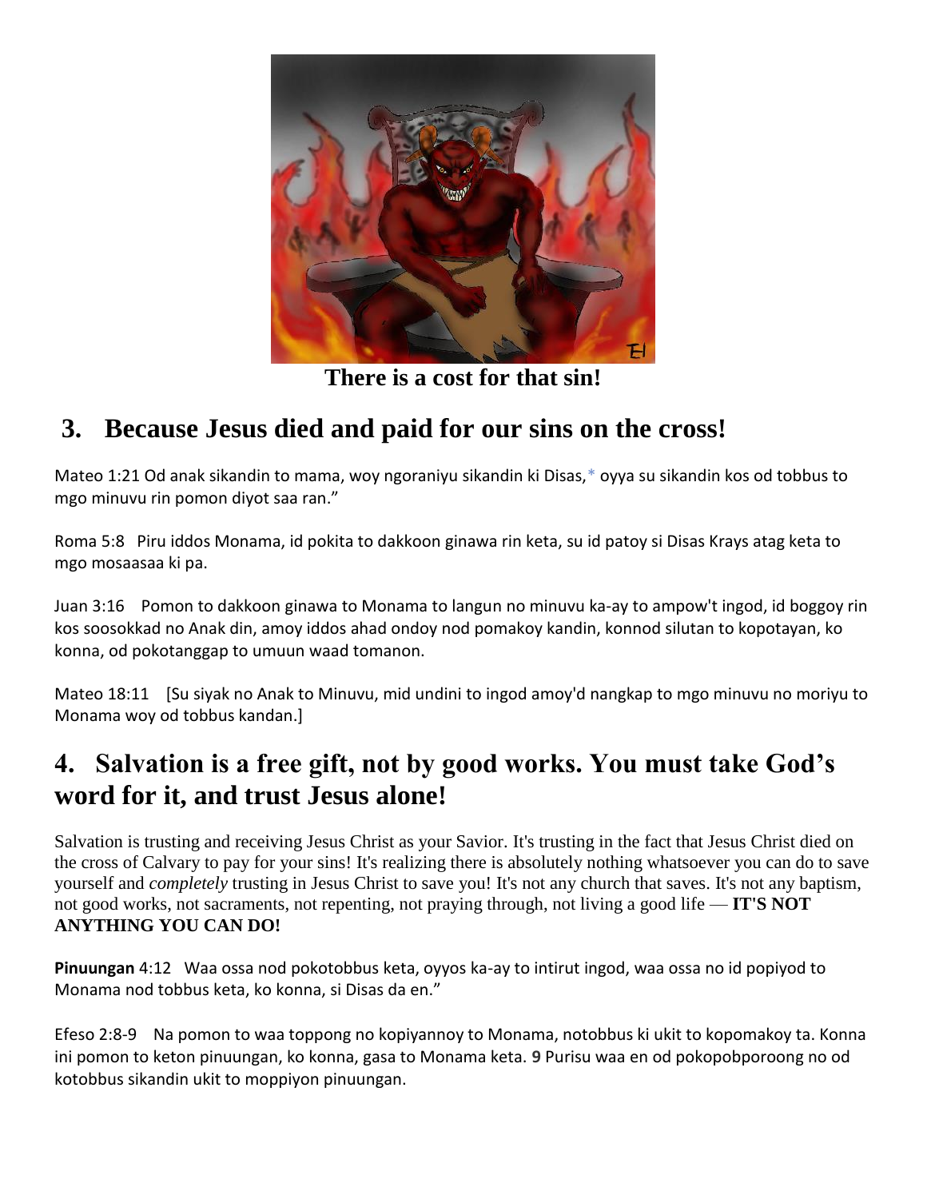**There is a cost for that sin!**

## 3. Because Jesus died and paid for our sins on the cross!

Mateo 1:21 Od anak sikandin to mama, woy ngoraniyu sikandin ki Disas,* oyya su sikandin kos od tobbus to mgo minuvu rin pomon diyot saa ran."

Roma 5:8 Piru iddos Monama, id pokita to dakkoon ginawa rin keta, su id patoy si Disas Krays atag keta to mgo mosaasaa ki pa.

Juan 3:16 Pomon to dakkoon ginawa to Monama to langun no minuvu ka-ay to ampow't ingod, id boggoy rin kos soosokkad no Anak din, amoy iddos ahad ondoy nod pomakoy kandin, konnod silutan to kopotayan, ko konna, od pokotanggap to umuun waad tomanon.

Mateo 18:11 [Su siyak no Anak to Minuvu, mid undini to ingod amoy'd nangkap to mgo minuvu no moriyu to Monama woy od tobbus kandan.]

## 4. Salvation is a free gift, not by good works. You must take God's word for it, and trust Jesus alone!

Salvation is trusting and receiving Jesus Christ as your Savior. It's trusting in the fact that Jesus Christ died on the cross of Calvary to pay for your sins! It's realizing there is absolutely nothing whatsoever you can do to save yourself and *completely* trusting in Jesus Christ to save you! It's not any church that saves. It's not any baptism, not good works, not sacraments, not repenting, not praying through, not living a good life — **IT'S NOT ANYTHING YOU CAN DO!**

**Pinuungan** 4:12 Waa ossa nod pokotobbus keta, oyyos ka-ay to intirut ingod, waa ossa no id popiyod to Monama nod tobbus keta, ko konna, si Disas da en."

Efeso 2:8-9 Na pomon to waa toppong no kopiyannoy to Monama, notobbus ki ukit to kopomakoy ta. Konna ini pomon to keton pinuungan, ko konna, gasa to Monama keta. **9** Purisu waa en od pokopobporoong no od kotobbus sikandin ukit to moppiyon pinuungan.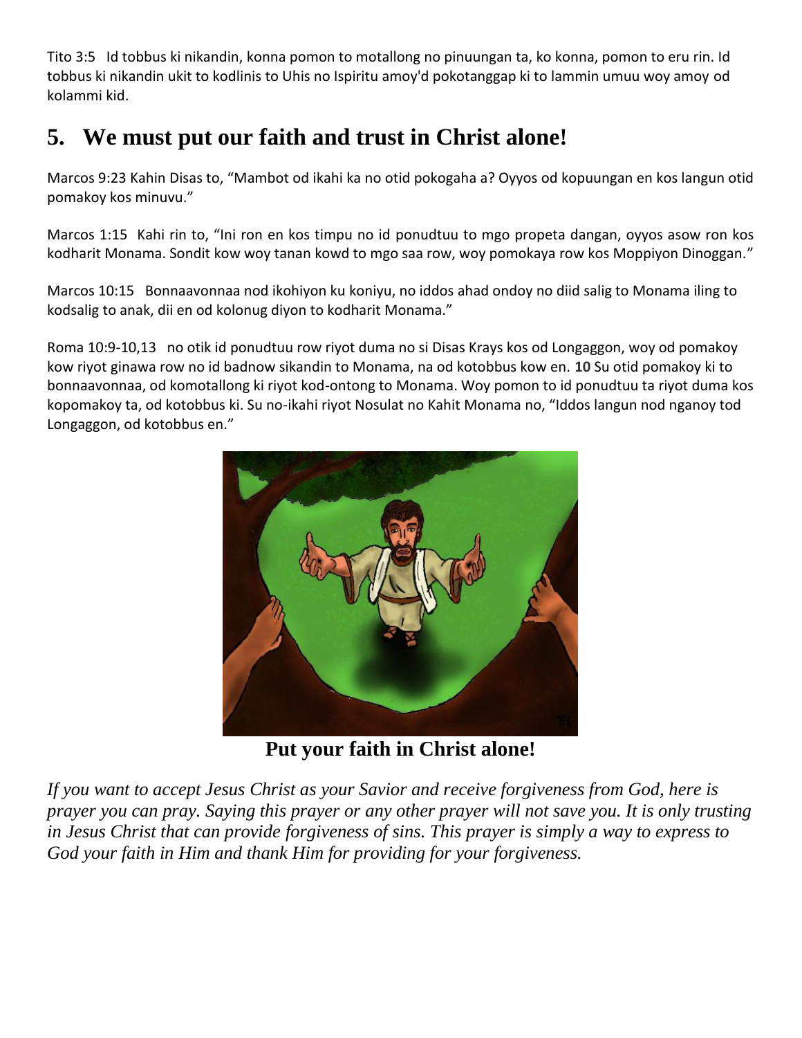Tito 3:5 Id tobbus ki nikandin, konna pomon to motallong no pinuungan ta, ko konna, pomon to eru rin. Id tobbus ki nikandin ukit to kodlinis to Uhis no Ispiritu amoy'd pokotanggap ki to lammin umuu woy amoy od kolammi kid.

## 5. We must put our faith and trust in Christ alone!

Marcos 9:23 Kahin Disas to, "Mambot od ikahi ka no otid pokogaha a? Oyyos od kopuungan en kos langun otid pomakoy kos minuvu."

Marcos 1:15 Kahi rin to, "Ini ron en kos timpu no id ponudtuu to mgo propeta dangan, oyyos asow ron kos kodharit Monama. Sondit kow woy tanan kowd to mgo saa row, woy pomokaya row kos Moppiyon Dinoggan."

Marcos 10:15 Bonnaavonnaa nod ikohiyon ku koniyu, no iddos ahad ondoy no diid salig to Monama iling to kodsalig to anak, dii en od kolonug diyon to kodharit Monama."

Roma 10:9-10,13 no otik id ponudtuu row riyot duma no si Disas Krays kos od Longaggon, woy od pomakoy kow riyot ginawa row no id badnow sikandin to Monama, na od kotobbus kow en. **10** Su otid pomakoy ki to bonnaavonnaa, od komotallong ki riyot kod-ontong to Monama. Woy pomon to id ponudtuu ta riyot duma kos kopomakoy ta, od kotobbus ki. Su no-ikahi riyot Nosulat no Kahit Monama no, "Iddos langun nod nganoy tod Longaggon, od kotobbus en."

**Put your faith in Christ alone!**

*If you want to accept Jesus Christ as your Savior and receive forgiveness from God, here is prayer you can pray. Saying this prayer or any other prayer will not save you. It is only trusting in Jesus Christ that can provide forgiveness of sins. This prayer is simply a way to express to God your faith in Him and thank Him for providing for your forgiveness.*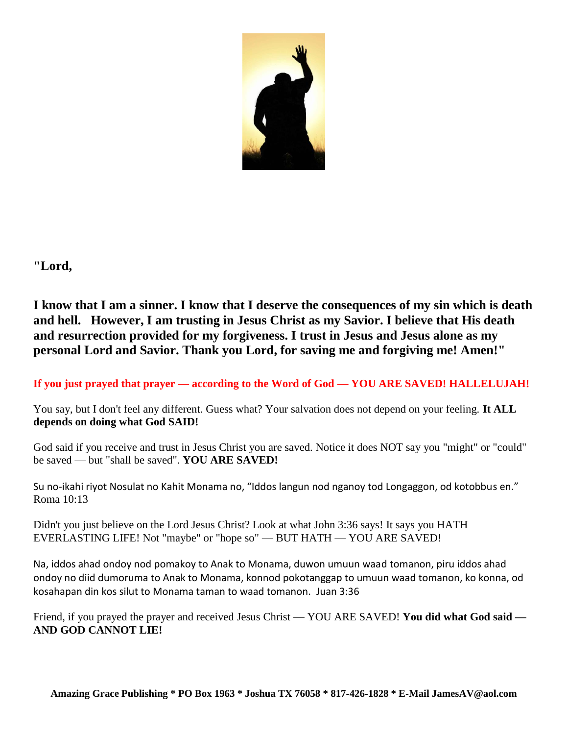**"Lord,**

**I know that I am a sinner. I know that I deserve the consequences of my sin which is death and hell. However, I am trusting in Jesus Christ as my Savior. I believe that His death and resurrection provided for my forgiveness. I trust in Jesus and Jesus alone as my personal Lord and Savior. Thank you Lord, for saving me and forgiving me! Amen!"**

**If you just prayed that prayer — according to the Word of God — YOU ARE SAVED! HALLELUJAH!**

You say, but I don't feel any different. Guess what? Your salvation does not depend on your feeling. **It ALL depends on doing what God SAID!**

God said if you receive and trust in Jesus Christ you are saved. Notice it does NOT say you "might" or "could" be saved — but "shall be saved". **YOU ARE SAVED!**

Su no-ikahi riyot Nosulat no Kahit Monama no, "Iddos langun nod nganoy tod Longaggon, od kotobbus en." Roma 10:13

Didn't you just believe on the Lord Jesus Christ? Look at what John 3:36 says! It says you HATH EVERLASTING LIFE! Not "maybe" or "hope so" — BUT HATH — YOU ARE SAVED!

Na, iddos ahad ondoy nod pomakoy to Anak to Monama, duwon umuun waad tomanon, piru iddos ahad ondoy no diid dumoruma to Anak to Monama, konnod pokotanggap to umuun waad tomanon, ko konna, od kosahapan din kos silut to Monama taman to waad tomanon. Juan 3:36

Friend, if you prayed the prayer and received Jesus Christ — YOU ARE SAVED! **You did what God said — AND GOD CANNOT LIE!**

**Amazing Grace Publishing * PO Box 1963 * Joshua TX 76058 * 817-426-1828 * E-Mail JamesAV@aol.com**